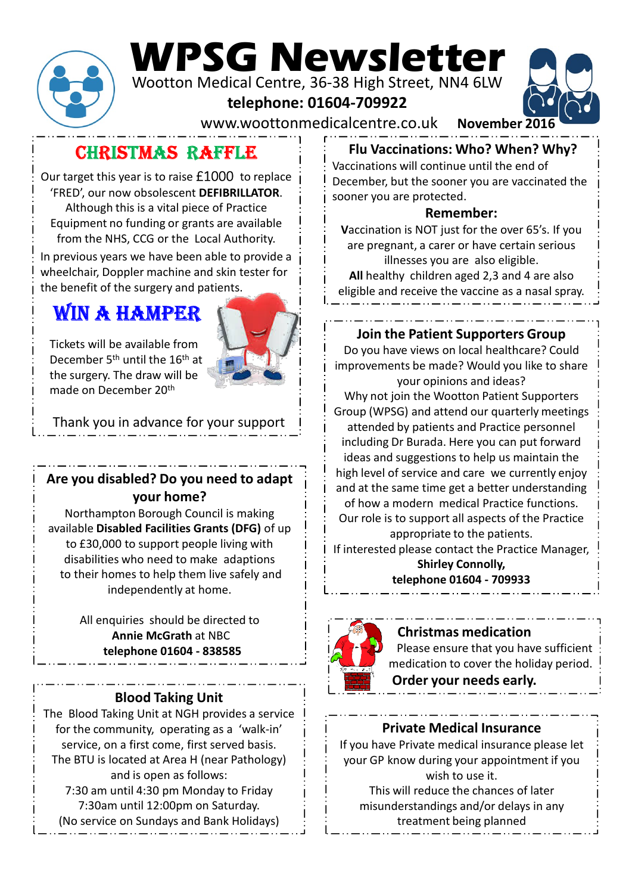# WPSG Newsletter

Wootton Medical Centre, 36-38 High Street, NN4 6LW

**telephone: 01604-709922**

www.woottonmedicalcentre.co.uk **November 2016**

## CHRISTMAS RAFFLE

Our target this year is to raise £1000 to replace 'FRED', our now obsolescent **DEFIBRILLATOR**. Although this is a vital piece of Practice Equipment no funding or grants are available from the NHS, CCG or the Local Authority.

In previous years we have been able to provide a wheelchair, Doppler machine and skin tester for the benefit of the surgery and patients.

## WIN A HAMPER

Tickets will be available from December 5th until the 16th at the surgery. The draw will be made on December 20th

Thank you in advance for your support

## Are you disabled? Do you need to adapt your home?

Northampton Borough Council is making available **Disabled Facilities Grants (DFG)** of up to £30,000 to support people living with disabilities who need to make adaptions to their homes to help them live safely and independently at home.

All enquiries should be directed to **Annie McGrath** at NBC **telephone 01604 - 838585**

## Blood Taking Unit

The Blood Taking Unit at NGH provides a service for the community, operating as a 'walk-in' service, on a first come, first served basis. The BTU is located at Area H (near Pathology) and is open as follows:

7:30 am until 4:30 pm Monday to Friday
7:30am until 12:00pm on Saturday.
(No service on Sundays and Bank Holidays)

## Flu Vaccinations: Who? When? Why?

Vaccinations will continue until the end of December, but the sooner you are vaccinated the sooner you are protected.

**Remember:**

**V**accination is NOT just for the over 65's. If you are pregnant, a carer or have certain serious illnesses you are also eligible.

**All** healthy children aged 2,3 and 4 are also eligible and receive the vaccine as a nasal spray.

## Join the Patient Supporters Group

Do you have views on local healthcare? Could improvements be made? Would you like to share your opinions and ideas?

Why not join the Wootton Patient Supporters Group (WPSG) and attend our quarterly meetings attended by patients and Practice personnel including Dr Burada. Here you can put forward ideas and suggestions to help us maintain the high level of service and care we currently enjoy and at the same time get a better understanding of how a modern medical Practice functions. Our role is to support all aspects of the Practice appropriate to the patients.

If interested please contact the Practice Manager, **Shirley Connolly, telephone 01604 - 709933**

## Christmas medication

Please ensure that you have sufficient medication to cover the holiday period.

**Order your needs early.**

## Private Medical Insurance

If you have Private medical insurance please let your GP know during your appointment if you wish to use it.

This will reduce the chances of later misunderstandings and/or delays in any treatment being planned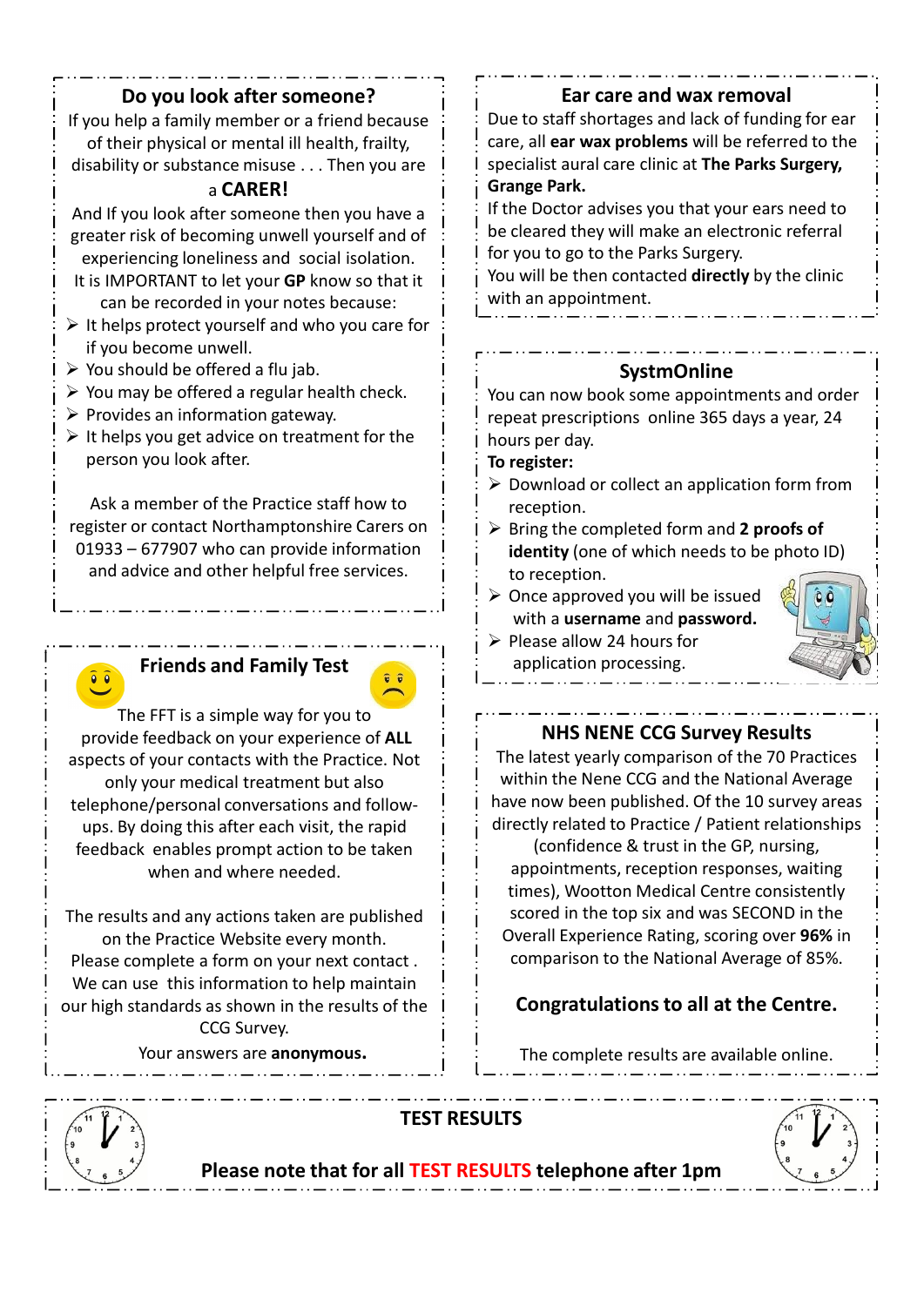## Do you look after someone?

If you help a family member or a friend because of their physical or mental ill health, frailty, disability or substance misuse . . . Then you are a **CARER!**

And If you look after someone then you have a greater risk of becoming unwell yourself and of experiencing loneliness and social isolation.

It is IMPORTANT to let your **GP** know so that it can be recorded in your notes because:

- It helps protect yourself and who you care for if you become unwell.
- You should be offered a flu jab.
- You may be offered a regular health check.
- Provides an information gateway.
- It helps you get advice on treatment for the person you look after.

Ask a member of the Practice staff how to register or contact Northamptonshire Carers on 01933 – 677907 who can provide information and advice and other helpful free services.

## Friends and Family Test

The FFT is a simple way for you to provide feedback on your experience of **ALL** aspects of your contacts with the Practice. Not only your medical treatment but also telephone/personal conversations and follow-ups. By doing this after each visit, the rapid feedback enables prompt action to be taken when and where needed.

The results and any actions taken are published on the Practice Website every month. Please complete a form on your next contact . We can use this information to help maintain our high standards as shown in the results of the CCG Survey.

Your answers are **anonymous.**

## Ear care and wax removal

Due to staff shortages and lack of funding for ear care, all **ear wax problems** will be referred to the specialist aural care clinic at **The Parks Surgery, Grange Park.**

If the Doctor advises you that your ears need to be cleared they will make an electronic referral for you to go to the Parks Surgery.

You will be then contacted **directly** by the clinic with an appointment.

## SystmOnline

You can now book some appointments and order repeat prescriptions online 365 days a year, 24 hours per day.

**To register:**

- Download or collect an application form from reception.
- Bring the completed form and **2 proofs of identity** (one of which needs to be photo ID) to reception.
- Once approved you will be issued with a **username** and **password.**
- Please allow 24 hours for application processing.

## NHS NENE CCG Survey Results

The latest yearly comparison of the 70 Practices within the Nene CCG and the National Average have now been published. Of the 10 survey areas directly related to Practice / Patient relationships (confidence & trust in the GP, nursing, appointments, reception responses, waiting times), Wootton Medical Centre consistently scored in the top six and was SECOND in the Overall Experience Rating, scoring over **96%** in comparison to the National Average of 85%.

### Congratulations to all at the Centre.

The complete results are available online.

## TEST RESULTS

**Please note that for all TEST RESULTS telephone after 1pm**